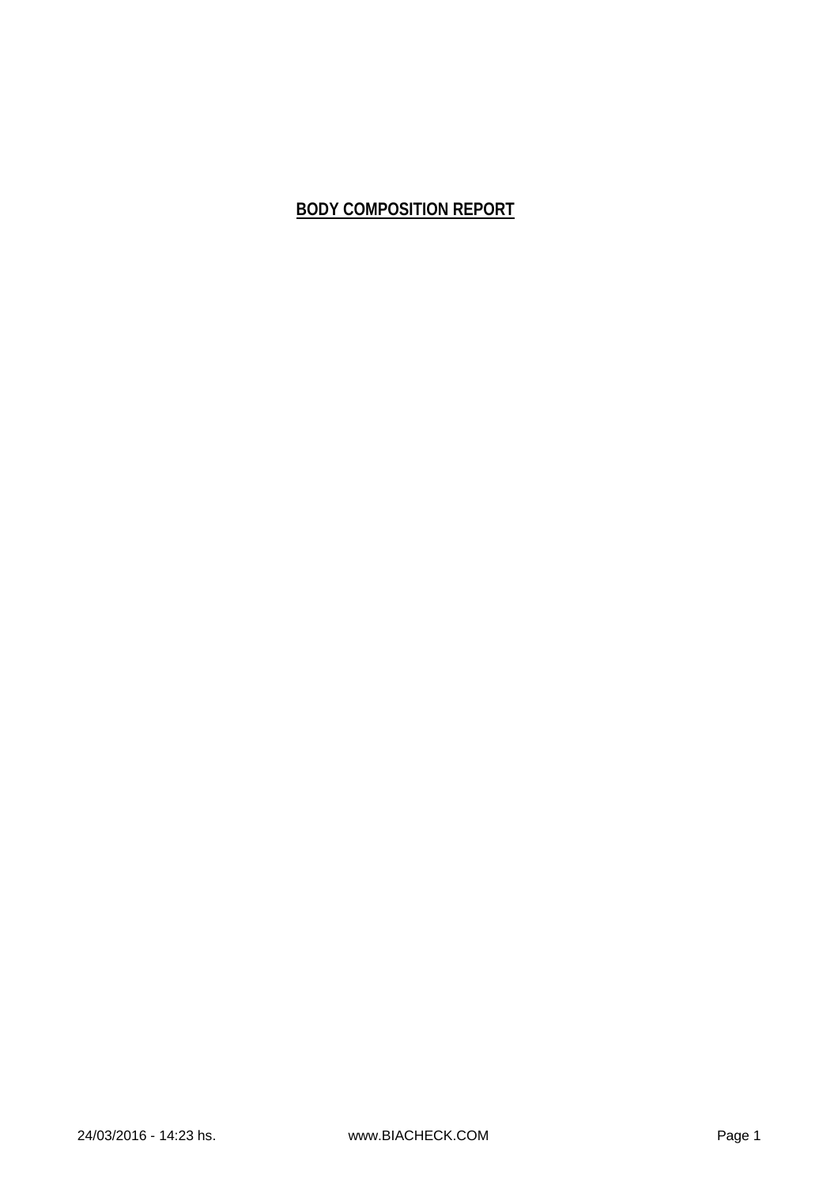# BODY COMPOSITION REPORT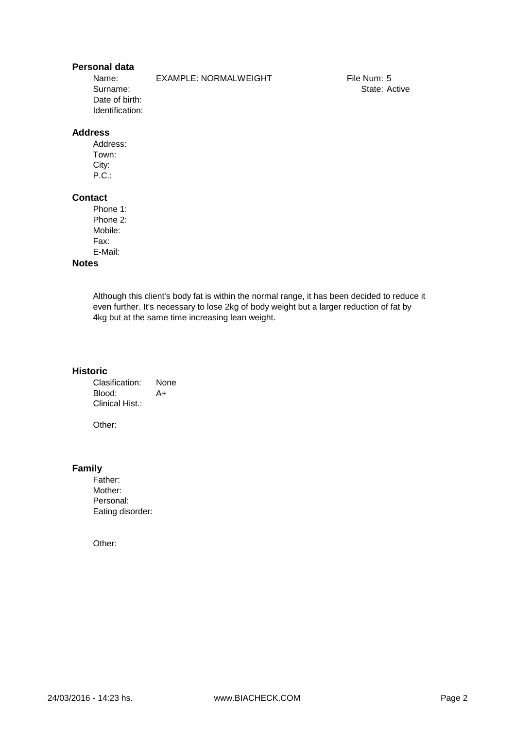## Personal data

Name: EXAMPLE: NORMALWEIGHT

File Num: 5

Surname:

State: Active

Date of birth:

Identification:

## Address

Address:

Town:

City:

P.C.:

## Contact

Phone 1:

Phone 2:

Mobile:

Fax:

E-Mail:

## Notes

Although this client's body fat is within the normal range, it has been decided to reduce it even further. It's necessary to lose 2kg of body weight but a larger reduction of fat by 4kg but at the same time increasing lean weight.

## Historic

Clasification: None

Blood: A+

Clinical Hist.:

Other:

## Family

Father:

Mother:

Personal:

Eating disorder:

Other: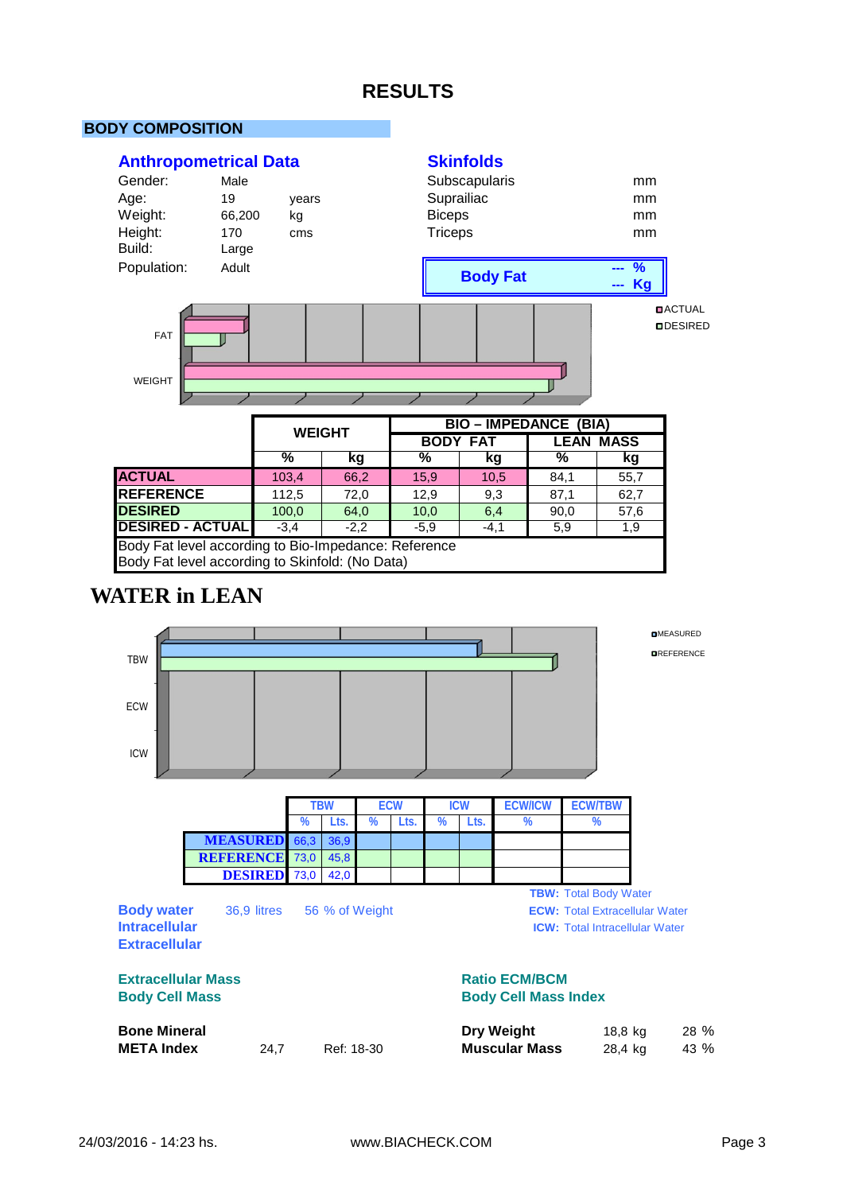# RESULTS

## BODY COMPOSITION

### Anthropometrical Data

| | | |
|---|---|---|
| Gender: | Male | |
| Age: | 19 | years |
| Weight: | 66,200 | kg |
| Height: | 170 | cms |
| Build: | Large | |
| Population: | Adult | |

### Skinfolds

| | |
|---|---|
| Subscapularis | mm |
| Suprailiac | mm |
| Biceps | mm |
| Triceps | mm |

**Body Fat** --- % --- Kg

FAT
WEIGHT

ACTUAL
DESIRED

| | WEIGHT | | BIO – IMPEDANCE (BIA) | | | |
|---|---|---|---|---|---|---|
| | | | BODY FAT | | LEAN MASS | |
| | % | kg | % | kg | % | kg |
| **ACTUAL** | 103,4 | 66,2 | 15,9 | 10,5 | 84,1 | 55,7 |
| **REFERENCE** | 112,5 | 72,0 | 12,9 | 9,3 | 87,1 | 62,7 |
| **DESIRED** | 100,0 | 64,0 | 10,0 | 6,4 | 90,0 | 57,6 |
| **DESIRED - ACTUAL** | -3,4 | -2,2 | -5,9 | -4,1 | 5,9 | 1,9 |

Body Fat level according to Bio-Impedance: Reference
Body Fat level according to Skinfold: (No Data)

## WATER in LEAN

TBW
ECW
ICW

MEASURED
REFERENCE

| | TBW | | ECW | | ICW | | ECW/ICW | ECW/TBW |
|---|---|---|---|---|---|---|---|---|
| | % | Lts. | % | Lts. | % | Lts. | % | % |
| **MEASURED** | 66,3 | 36,9 | | | | | | |
| **REFERENCE** | 73,0 | 45,8 | | | | | | |
| **DESIRED** | 73,0 | 42,0 | | | | | | |

**TBW:** Total Body Water
**ECW:** Total Extracellular Water
**ICW:** Total Intracellular Water

**Body water** 36,9 litres 56 % of Weight
**Intracellular**
**Extracellular**

**Extracellular Mass**
**Body Cell Mass**

**Ratio ECM/BCM**
**Body Cell Mass Index**

**Bone Mineral**
**META Index** 24,7 Ref: 18-30

**Dry Weight** 18,8 kg 28 %
**Muscular Mass** 28,4 kg 43 %

24/03/2016 - 14:23 hs. www.BIACHECK.COM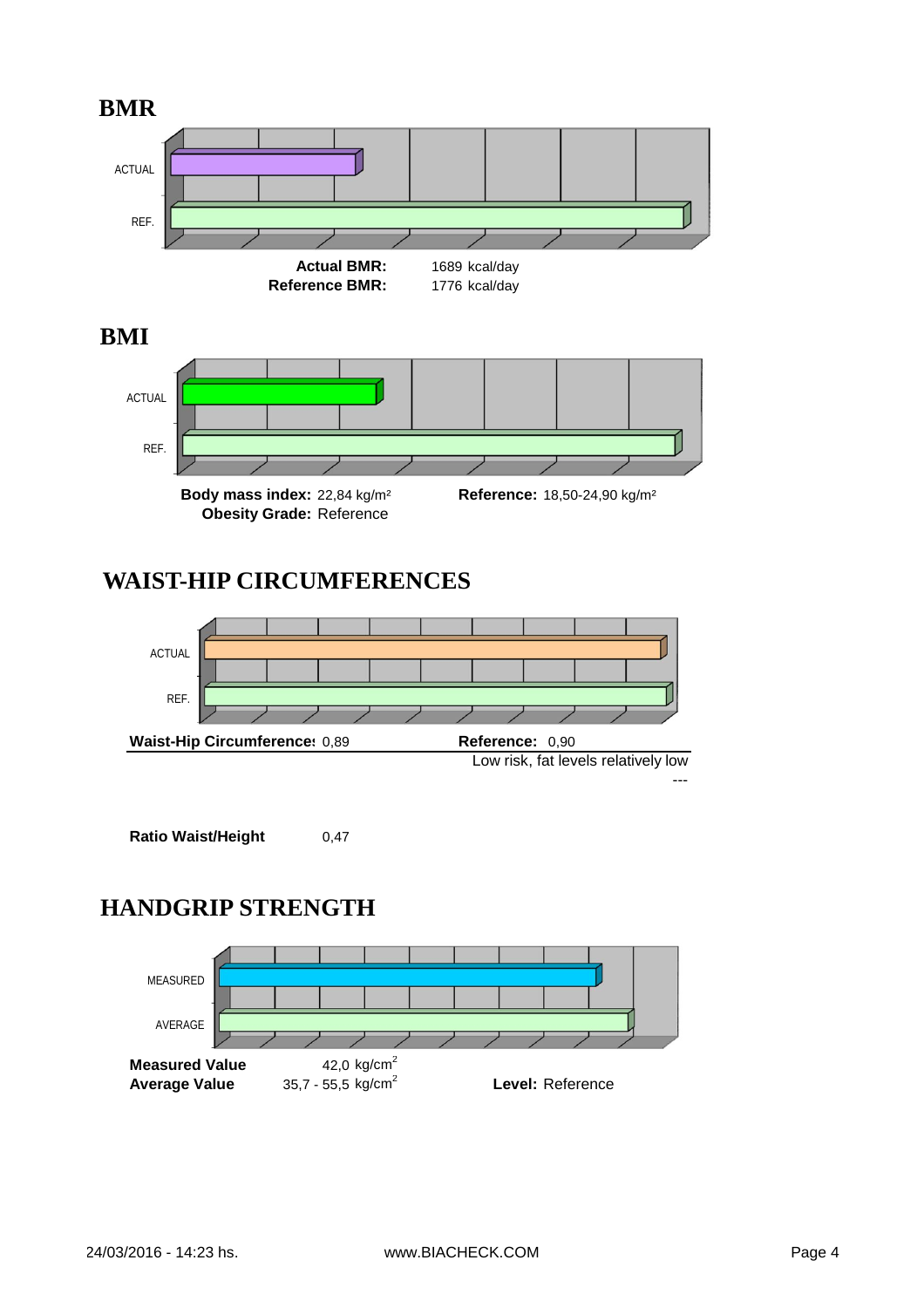## BMR

ACTUAL

REF.

**Actual BMR:** 1689 kcal/day
**Reference BMR:** 1776 kcal/day

## BMI

ACTUAL

REF.

**Body mass index:** 22,84 kg/m²
**Obesity Grade:** Reference

**Reference:** 18,50-24,90 kg/m²

## WAIST-HIP CIRCUMFERENCES

ACTUAL

REF.

**Waist-Hip Circumference:** 0,89

**Reference:** 0,90
Low risk, fat levels relatively low
---

**Ratio Waist/Height** 0,47

## HANDGRIP STRENGTH

MEASURED

AVERAGE

**Measured Value** 42,0 kg/cm²
**Average Value** 35,7 - 55,5 kg/cm²

**Level:** Reference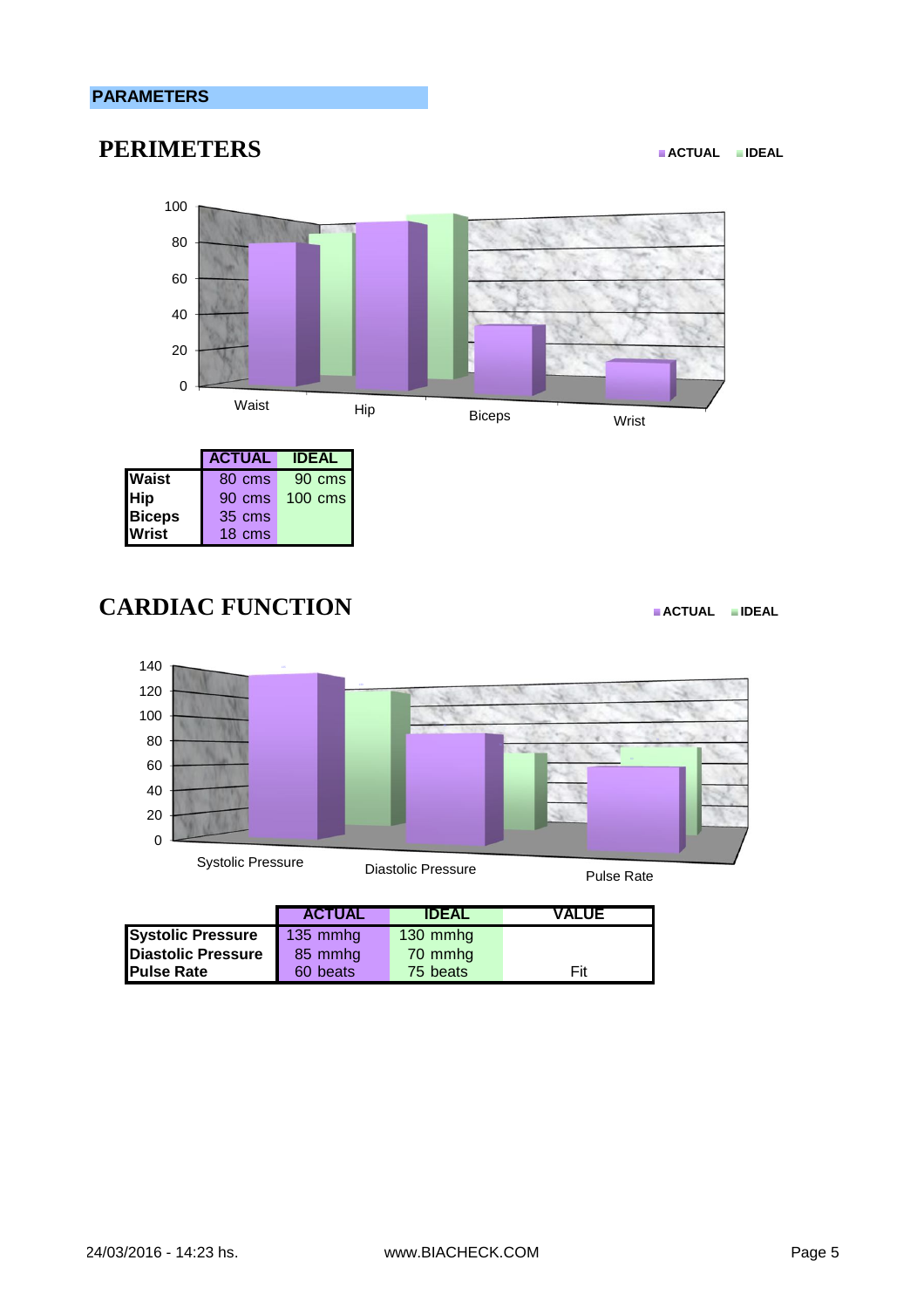**PARAMETERS**

## PERIMETERS

ACTUAL IDEAL

| | ACTUAL | IDEAL |
|---|---|---|
| **Waist** | 80 cms | 90 cms |
| **Hip** | 90 cms | 100 cms |
| **Biceps** | 35 cms | |
| **Wrist** | 18 cms | |

## CARDIAC FUNCTION

ACTUAL IDEAL

| | ACTUAL | IDEAL | VALUE |
|---|---|---|---|
| **Systolic Pressure** | 135 mmhg | 130 mmhg | |
| **Diastolic Pressure** | 85 mmhg | 70 mmhg | |
| **Pulse Rate** | 60 beats | 75 beats | Fit |

24/03/2016 - 14:23 hs. www.BIACHECK.COM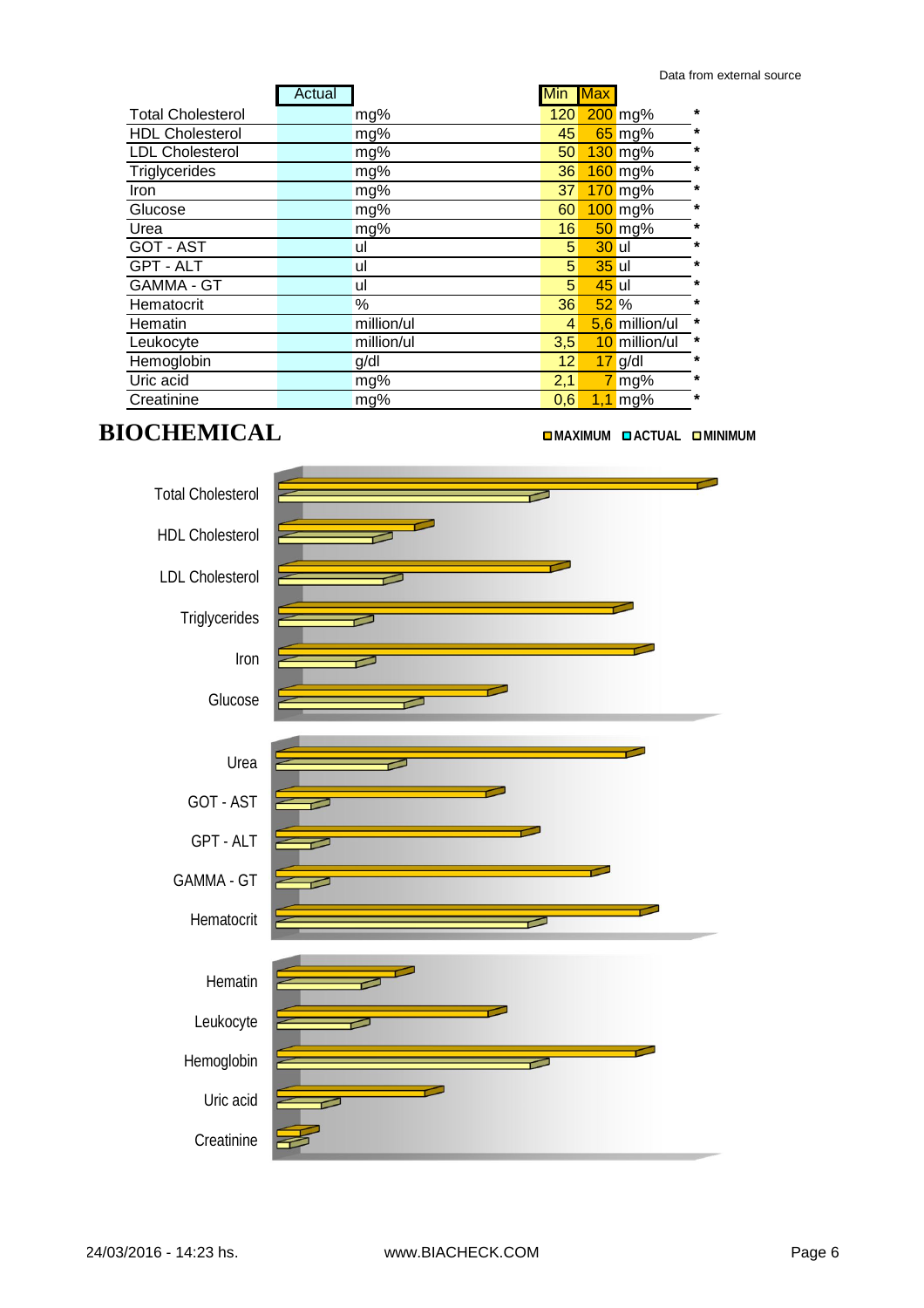Data from external source

| | Actual | | Min | Max | | |
|---|---|---|---|---|---|---|
| Total Cholesterol | | mg% | 120 | 200 | mg% | * |
| HDL Cholesterol | | mg% | 45 | 65 | mg% | * |
| LDL Cholesterol | | mg% | 50 | 130 | mg% | * |
| Triglycerides | | mg% | 36 | 160 | mg% | * |
| Iron | | mg% | 37 | 170 | mg% | * |
| Glucose | | mg% | 60 | 100 | mg% | * |
| Urea | | mg% | 16 | 50 | mg% | * |
| GOT - AST | | ul | 5 | 30 | ul | * |
| GPT - ALT | | ul | 5 | 35 | ul | * |
| GAMMA - GT | | ul | 5 | 45 | ul | * |
| Hematocrit | | % | 36 | 52 | % | * |
| Hematin | | million/ul | 4 | 5,6 | million/ul | * |
| Leukocyte | | million/ul | 3,5 | 10 | million/ul | * |
| Hemoglobin | | g/dl | 12 | 17 | g/dl | * |
| Uric acid | | mg% | 2,1 | 7 | mg% | * |
| Creatinine | | mg% | 0,6 | 1,1 | mg% | * |

# BIOCHEMICAL

MAXIMUM ACTUAL MINIMUM

Total Cholesterol
HDL Cholesterol
LDL Cholesterol
Triglycerides
Iron
Glucose

Urea
GOT - AST
GPT - ALT
GAMMA - GT
Hematocrit

Hematin
Leukocyte
Hemoglobin
Uric acid
Creatinine

24/03/2016 - 14:23 hs. www.BIACHECK.COM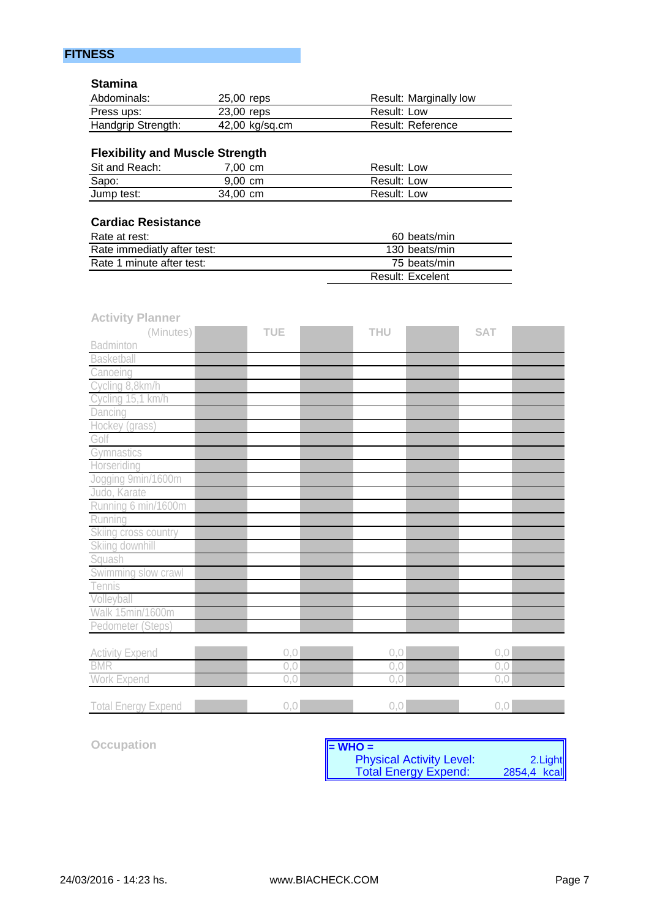## FITNESS

### Stamina

| | | |
|---|---|---|
| Abdominals: | 25,00 reps | Result: Marginally low |
| Press ups: | 23,00 reps | Result: Low |
| Handgrip Strength: | 42,00 kg/sq.cm | Result: Reference |

### Flexibility and Muscle Strength

| | | |
|---|---|---|
| Sit and Reach: | 7,00 cm | Result: Low |
| Sapo: | 9,00 cm | Result: Low |
| Jump test: | 34,00 cm | Result: Low |

### Cardiac Resistance

| | |
|---|---|
| Rate at rest: | 60 beats/min |
| Rate immediatly after test: | 130 beats/min |
| Rate 1 minute after test: | 75 beats/min |
| | Result: Excelent |

### Activity Planner

| (Minutes) | | TUE | | THU | | SAT | |
|---|---|---|---|---|---|---|---|
| Badminton | | | | | | | |
| Basketball | | | | | | | |
| Canoeing | | | | | | | |
| Cycling 8,8km/h | | | | | | | |
| Cycling 15,1 km/h | | | | | | | |
| Dancing | | | | | | | |
| Hockey (grass) | | | | | | | |
| Golf | | | | | | | |
| Gymnastics | | | | | | | |
| Horseriding | | | | | | | |
| Jogging 9min/1600m | | | | | | | |
| Judo, Karate | | | | | | | |
| Running 6 min/1600m | | | | | | | |
| Running | | | | | | | |
| Skiing cross country | | | | | | | |
| Skiing downhill | | | | | | | |
| Squash | | | | | | | |
| Swimming slow crawl | | | | | | | |
| Tennis | | | | | | | |
| Volleyball | | | | | | | |
| Walk 15min/1600m | | | | | | | |
| Pedometer (Steps) | | | | | | | |
| | | | | | | | |
| Activity Expend | | 0,0 | | 0,0 | | 0,0 | |
| BMR | | 0,0 | | 0,0 | | 0,0 | |
| Work Expend | | 0,0 | | 0,0 | | 0,0 | |
| | | | | | | | |
| Total Energy Expend | | 0,0 | | 0,0 | | 0,0 | |

### Occupation

**= WHO =**

| | |
|---|---|
| Physical Activity Level: | 2.Light |
| Total Energy Expend: | 2854,4 kcal |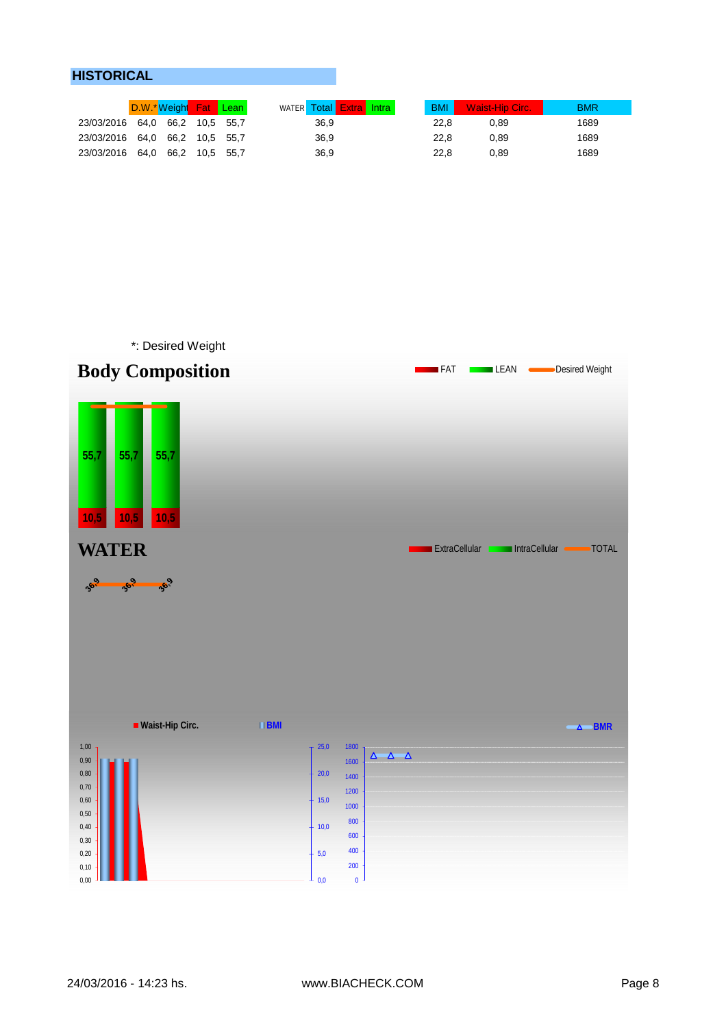## HISTORICAL

| | D.W.* | Weight | Fat | Lean | WATER Total | Extra | Intra | BMI | Waist-Hip Circ. | BMR |
|---|---|---|---|---|---|---|---|---|---|---|
| 23/03/2016 | 64,0 | 66,2 | 10,5 | 55,7 | 36,9 | | | 22,8 | 0,89 | 1689 |
| 23/03/2016 | 64,0 | 66,2 | 10,5 | 55,7 | 36,9 | | | 22,8 | 0,89 | 1689 |
| 23/03/2016 | 64,0 | 66,2 | 10,5 | 55,7 | 36,9 | | | 22,8 | 0,89 | 1689 |

*: Desired Weight

## Body Composition

FAT LEAN Desired Weight

55,7 55,7 55,7

10,5 10,5 10,5

## WATER

ExtraCellular IntraCellular TOTAL

36,9 36,9 36,9

Waist-Hip Circ. BMI BMR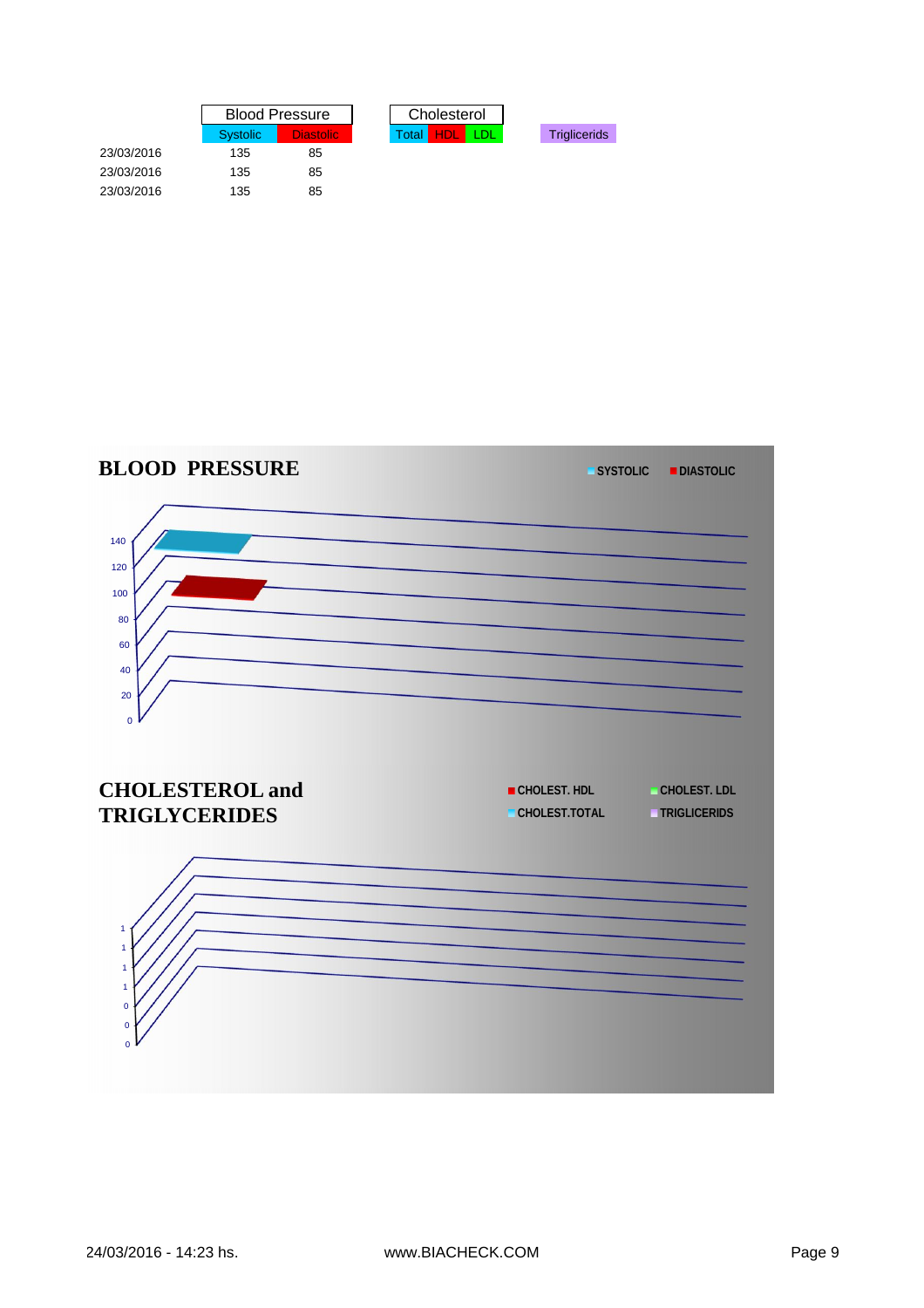| | Blood Pressure | | Cholesterol | | | |
|---|---|---|---|---|---|---|
| | Systolic | Diastolic | Total | HDL | LDL | Triglicerids |
| 23/03/2016 | 135 | 85 | | | | |
| 23/03/2016 | 135 | 85 | | | | |
| 23/03/2016 | 135 | 85 | | | | |

## BLOOD PRESSURE

SYSTOLIC DIASTOLIC

140
120
100
80
60
40
20
0

## CHOLESTEROL and TRIGLYCERIDES

CHOLEST. HDL CHOLEST. LDL
CHOLEST.TOTAL TRIGLICERIDS

1
1
1
1
0
0
0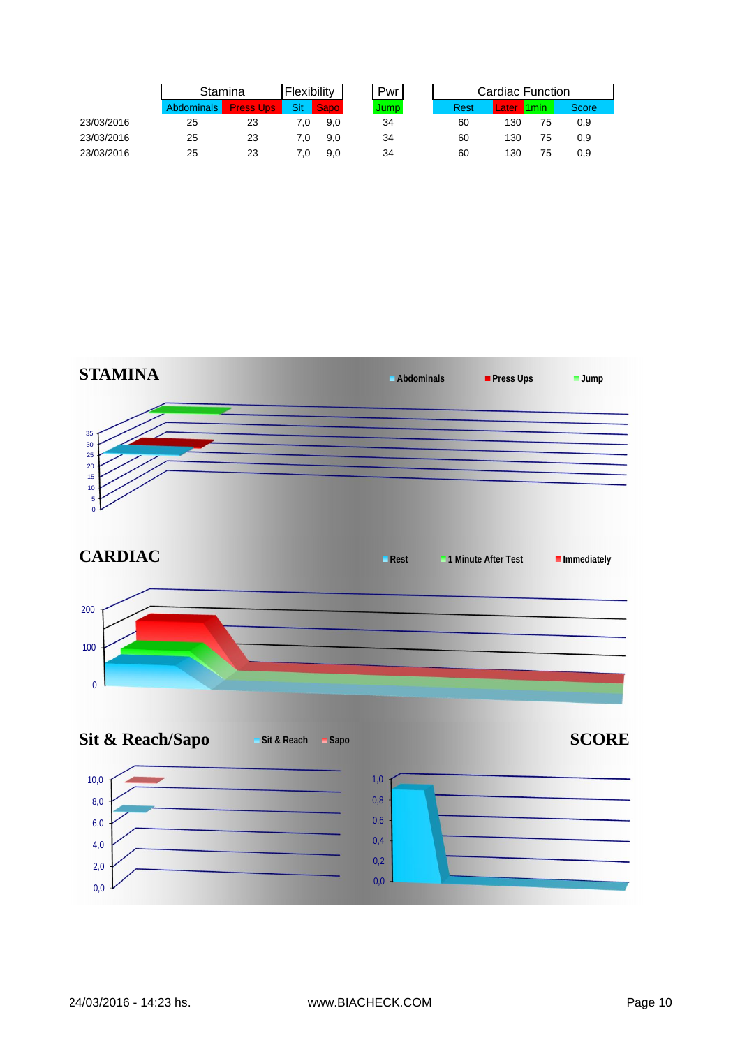| | Stamina | | Flexibility | | Pwr | Cardiac Function | | | |
|---|---|---|---|---|---|---|---|---|---|
| | Abdominals | Press Ups | Sit | Sapo | Jump | Rest | Later | 1min | Score |
| 23/03/2016 | 25 | 23 | 7,0 | 9,0 | 34 | 60 | 130 | 75 | 0,9 |
| 23/03/2016 | 25 | 23 | 7,0 | 9,0 | 34 | 60 | 130 | 75 | 0,9 |
| 23/03/2016 | 25 | 23 | 7,0 | 9,0 | 34 | 60 | 130 | 75 | 0,9 |

## STAMINA

Abdominals | Press Ups | Jump

35, 30, 25, 20, 15, 10, 5, 0

## CARDIAC

Rest | 1 Minute After Test | Immediately

200, 100, 0

## Sit & Reach/Sapo

Sit & Reach | Sapo

10,0, 8,0, 6,0, 4,0, 2,0, 0,0

## SCORE

1,0, 0,8, 0,6, 0,4, 0,2, 0,0

24/03/2016 - 14:23 hs. www.BIACHECK.COM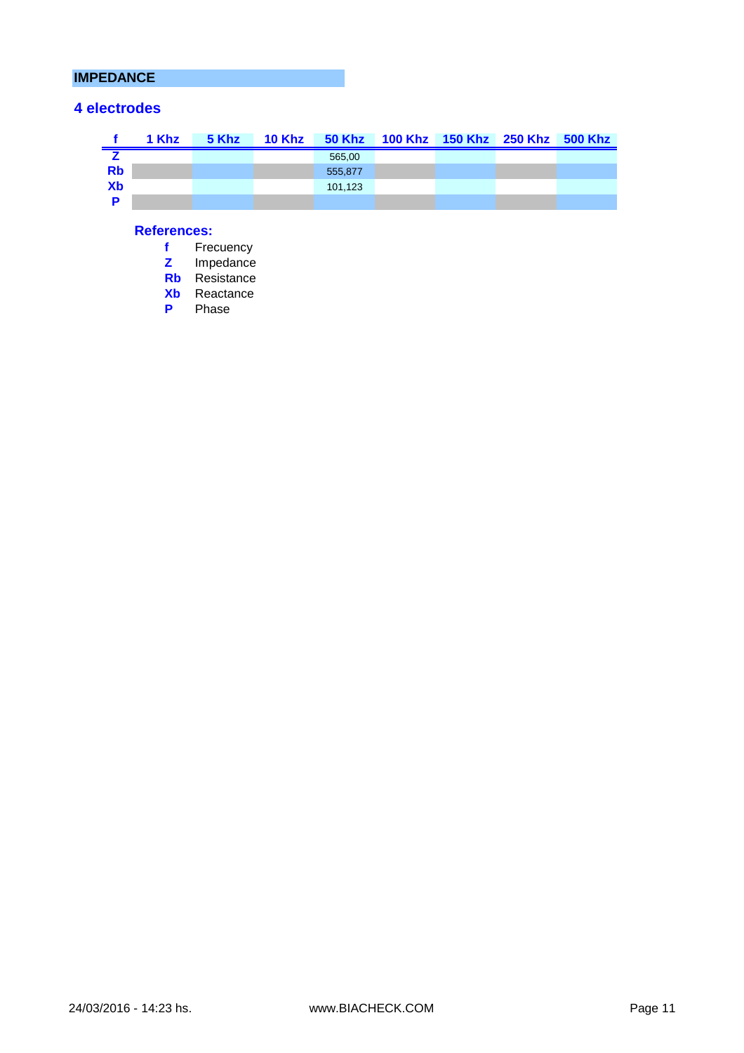## IMPEDANCE

### 4 electrodes

| f | 1 Khz | 5 Khz | 10 Khz | 50 Khz | 100 Khz | 150 Khz | 250 Khz | 500 Khz |
|---|---|---|---|---|---|---|---|---|
| Z | | | | 565,00 | | | | |
| Rb | | | | 555,877 | | | | |
| Xb | | | | 101,123 | | | | |
| P | | | | | | | | |

**References:**

- **f** Frecuency
- **Z** Impedance
- **Rb** Resistance
- **Xb** Reactance
- **P** Phase

24/03/2016 - 14:23 hs. www.BIACHECK.COM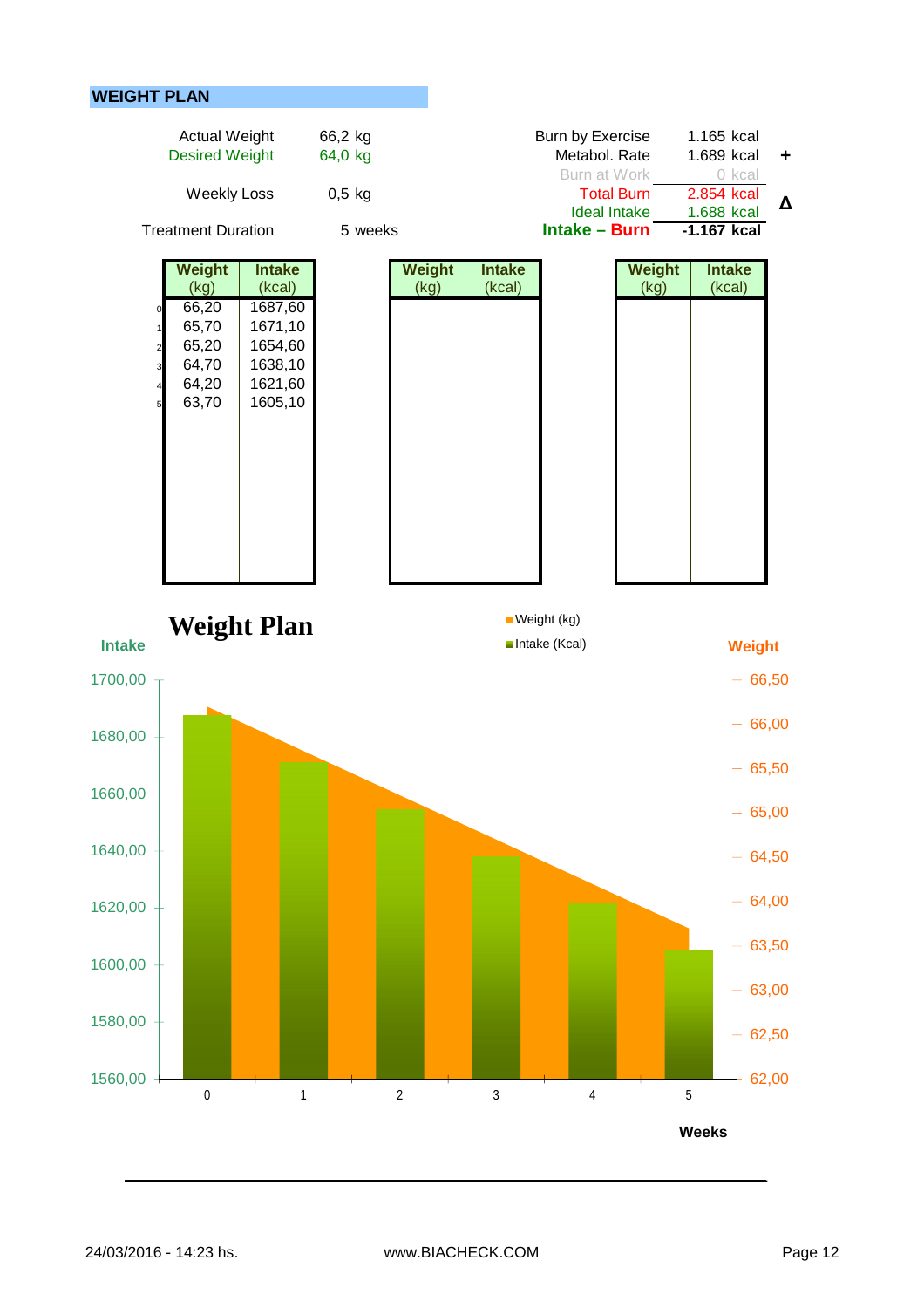## WEIGHT PLAN

| | |
|---|---|
| Actual Weight | 66,2 kg |
| Desired Weight | 64,0 kg |
| Weekly Loss | 0,5 kg |
| Treatment Duration | 5 weeks |

| | | |
|---|---|---|
| Burn by Exercise | 1.165 kcal | + |
| Metabol. Rate | 1.689 kcal | |
| Burn at Work | 0 kcal | |
| Total Burn | 2.854 kcal | Δ |
| Ideal Intake | 1.688 kcal | |
| **Intake – Burn** | **-1.167 kcal** | |

| | Weight (kg) | Intake (kcal) |
|---|---|---|
| 0 | 66,20 | 1687,60 |
| 1 | 65,70 | 1671,10 |
| 2 | 65,20 | 1654,60 |
| 3 | 64,70 | 1638,10 |
| 4 | 64,20 | 1621,60 |
| 5 | 63,70 | 1605,10 |

| Weight (kg) | Intake (kcal) |
|---|---|
| | |

| Weight (kg) | Intake (kcal) |
|---|---|
| | |

**Weight Plan**

Weight (kg)
Intake (Kcal)

Intake
1700,00
1680,00
1660,00
1640,00
1620,00
1600,00
1580,00
1560,00

Weight
66,50
66,00
65,50
65,00
64,50
64,00
63,50
63,00
62,50
62,00

0 1 2 3 4 5

Weeks

24/03/2016 - 14:23 hs. www.BIACHECK.COM